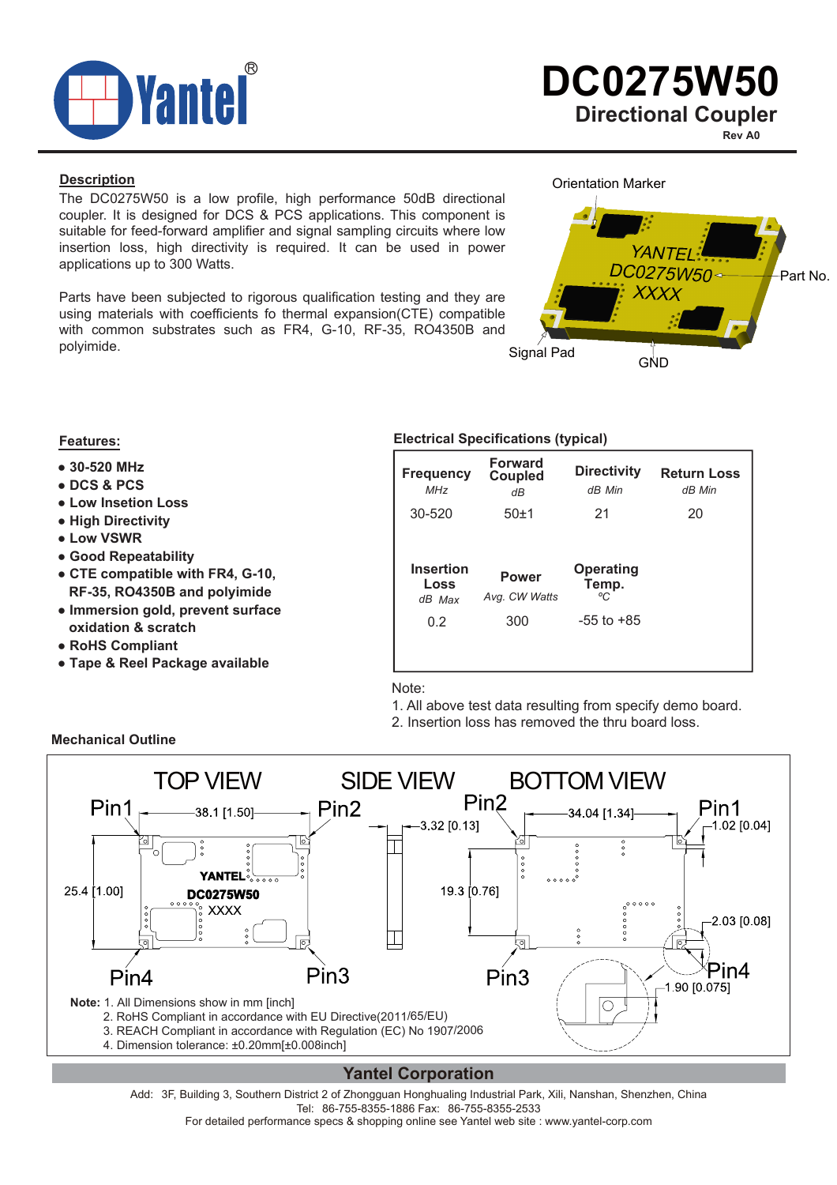# DC0275W50

## Directional Coupler

Rev A0

### Description

The DC0275W50 is a low profile, high performance 50dB directional coupler. It is designed for DCS & PCS applications. This component is suitable for feed-forward amplifier and signal sampling circuits where low insertion loss, high directivity is required. It can be used in power applications up to 300 Watts.

Parts have been subjected to rigorous qualification testing and they are using materials with coefficients fo thermal expansion(CTE) compatible with common substrates such as FR4, G-10, RF-35, RO4350B and polyimide.

### Features:

- 30-520 MHz
- DCS & PCS
- Low Insetion Loss
- High Directivity
- Low VSWR
- Good Repeatability
- CTE compatible with FR4, G-10, RF-35, RO4350B and polyimide
- Immersion gold, prevent surface oxidation & scratch
- RoHS Compliant
- Tape & Reel Package available

### Electrical Specifications (typical)

| Frequency MHz | Forward Coupled dB | Directivity dB Min | Return Loss dB Min |
|---|---|---|---|
| 30-520 | 50±1 | 21 | 20 |

| Insertion Loss dB Max | Power Avg. CW Watts | Operating Temp. ºC |
|---|---|---|
| 0.2 | 300 | -55 to +85 |

Note:

1. All above test data resulting from specify demo board.
2. Insertion loss has removed the thru board loss.

### Mechanical Outline

**Note:** 1. All Dimensions show in mm [inch]
2. RoHS Compliant in accordance with EU Directive(2011/65/EU)
3. REACH Compliant in accordance with Regulation (EC) No 1907/2006
4. Dimension tolerance: ±0.20mm[±0.008inch]

**Yantel Corporation**

Add: 3F, Building 3, Southern District 2 of Zhongguan Honghualing Industrial Park, Xili, Nanshan, Shenzhen, China
Tel: 86-755-8355-1886 Fax: 86-755-8355-2533
For detailed performance specs & shopping online see Yantel web site : www.yantel-corp.com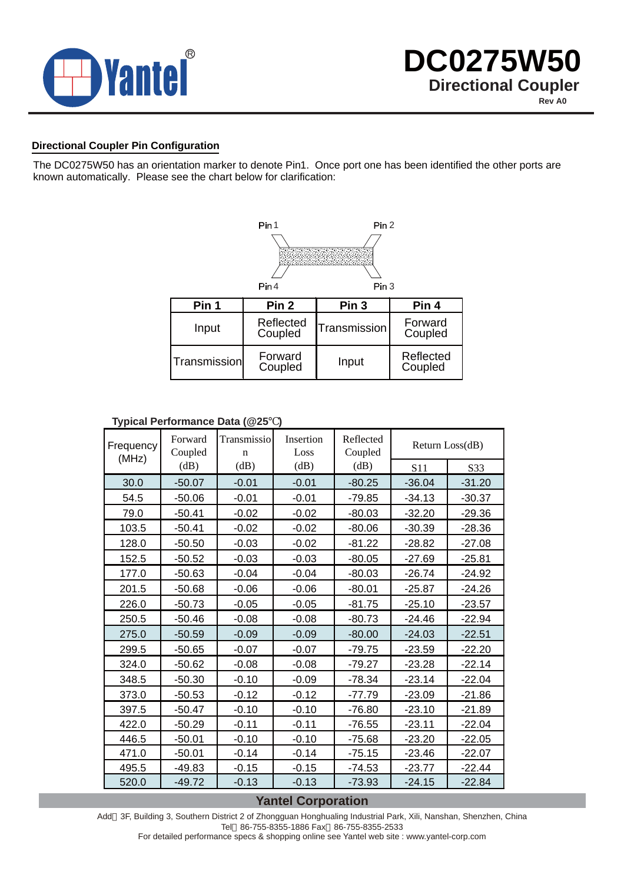## Directional Coupler Pin Configuration

The DC0275W50 has an orientation marker to denote Pin1. Once port one has been identified the other ports are known automatically. Please see the chart below for clarification:

Pin 1 Pin 2

Pin 4 Pin 3

| Pin 1 | Pin 2 | Pin 3 | Pin 4 |
|---|---|---|---|
| Input | Reflected Coupled | Transmission | Forward Coupled |
| Transmission | Forward Coupled | Input | Reflected Coupled |

**Typical Performance Data (@25℃)**

| Frequency (MHz) | Forward Coupled (dB) | Transmission (dB) | Insertion Loss (dB) | Reflected Coupled (dB) | Return Loss(dB) | |
|---|---|---|---|---|---|---|
| | | | | | S11 | S33 |
| 30.0 | -50.07 | -0.01 | -0.01 | -80.25 | -36.04 | -31.20 |
| 54.5 | -50.06 | -0.01 | -0.01 | -79.85 | -34.13 | -30.37 |
| 79.0 | -50.41 | -0.02 | -0.02 | -80.03 | -32.20 | -29.36 |
| 103.5 | -50.41 | -0.02 | -0.02 | -80.06 | -30.39 | -28.36 |
| 128.0 | -50.50 | -0.03 | -0.02 | -81.22 | -28.82 | -27.08 |
| 152.5 | -50.52 | -0.03 | -0.03 | -80.05 | -27.69 | -25.81 |
| 177.0 | -50.63 | -0.04 | -0.04 | -80.03 | -26.74 | -24.92 |
| 201.5 | -50.68 | -0.06 | -0.06 | -80.01 | -25.87 | -24.26 |
| 226.0 | -50.73 | -0.05 | -0.05 | -81.75 | -25.10 | -23.57 |
| 250.5 | -50.46 | -0.08 | -0.08 | -80.73 | -24.46 | -22.94 |
| 275.0 | -50.59 | -0.09 | -0.09 | -80.00 | -24.03 | -22.51 |
| 299.5 | -50.65 | -0.07 | -0.07 | -79.75 | -23.59 | -22.20 |
| 324.0 | -50.62 | -0.08 | -0.08 | -79.27 | -23.28 | -22.14 |
| 348.5 | -50.30 | -0.10 | -0.09 | -78.34 | -23.14 | -22.04 |
| 373.0 | -50.53 | -0.12 | -0.12 | -77.79 | -23.09 | -21.86 |
| 397.5 | -50.47 | -0.10 | -0.10 | -76.80 | -23.10 | -21.89 |
| 422.0 | -50.29 | -0.11 | -0.11 | -76.55 | -23.11 | -22.04 |
| 446.5 | -50.01 | -0.10 | -0.10 | -75.68 | -23.20 | -22.05 |
| 471.0 | -50.01 | -0.14 | -0.14 | -75.15 | -23.46 | -22.07 |
| 495.5 | -49.83 | -0.15 | -0.15 | -74.53 | -23.77 | -22.44 |
| 520.0 | -49.72 | -0.13 | -0.13 | -73.93 | -24.15 | -22.84 |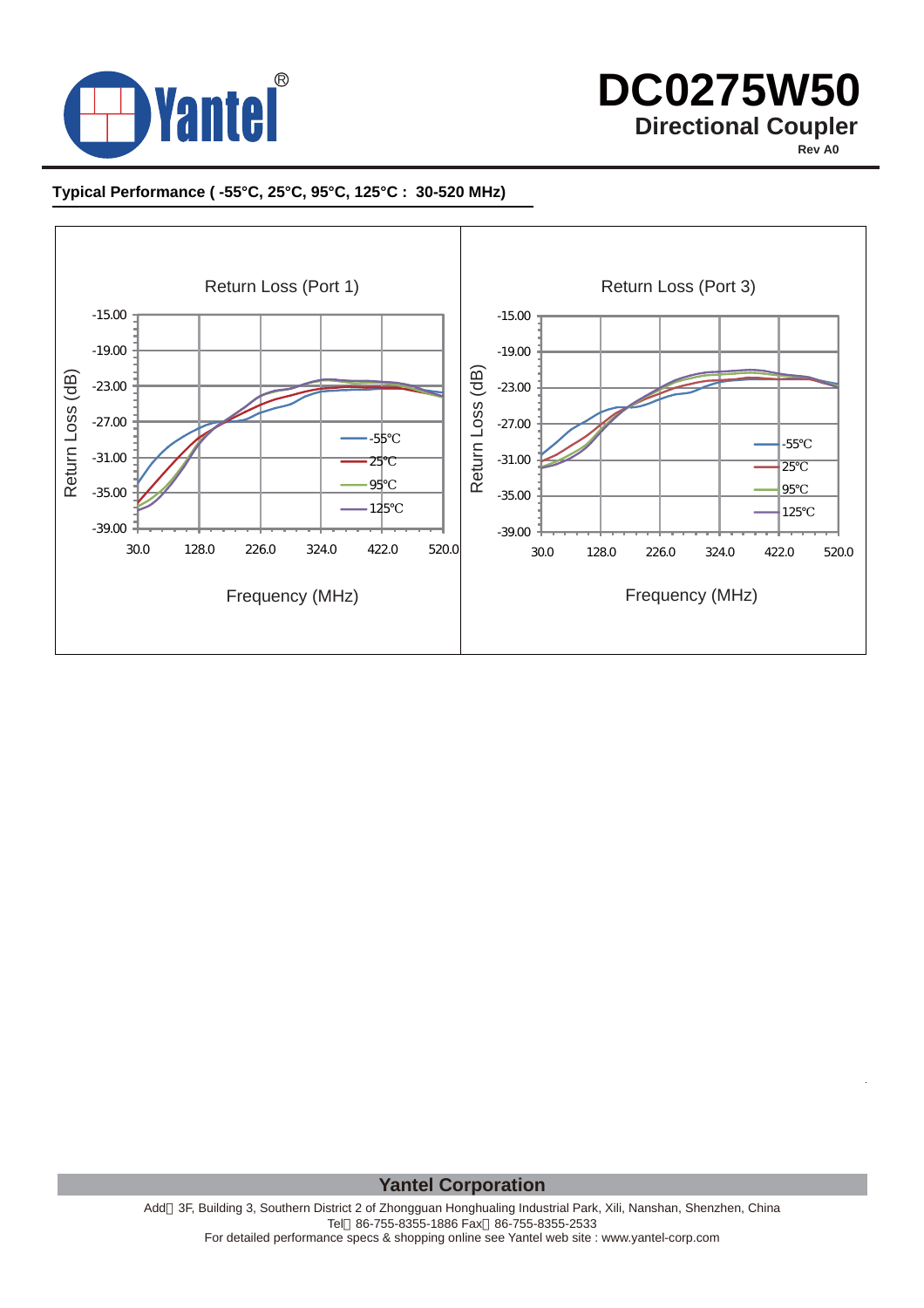# DC0275W50

## Directional Coupler

Rev A0

**Typical Performance ( -55°C, 25°C, 95°C, 125°C : 30-520 MHz)**

Return Loss (Port 1)

Return Loss (dB)

-15.00
-19.00
-23.00
-27.00
-31.00
-35.00
-39.00

30.0 128.0 226.0 324.0 422.0 520.0

-55℃
25℃
95℃
125℃

Frequency (MHz)

Return Loss (Port 3)

Return Loss (dB)

-15.00
-19.00
-23.00
-27.00
-31.00
-35.00
-39.00

30.0 128.0 226.0 324.0 422.0 520.0

-55℃
25℃
95℃
125℃

Frequency (MHz)

**Yantel Corporation**

Add：3F, Building 3, Southern District 2 of Zhongguan Honghualing Industrial Park, Xili, Nanshan, Shenzhen, China
Tel：86-755-8355-1886 Fax：86-755-8355-2533
For detailed performance specs & shopping online see Yantel web site : www.yantel-corp.com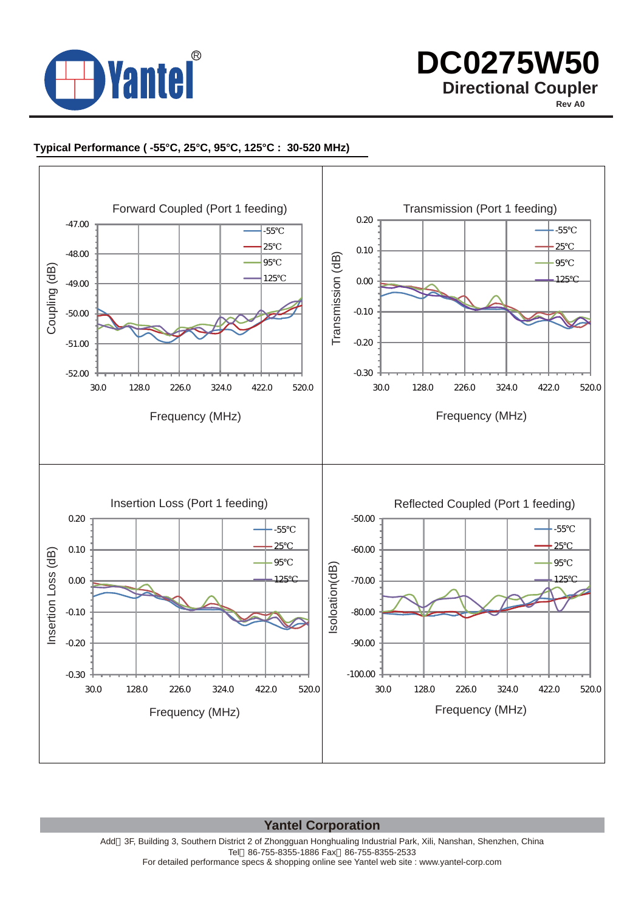# DC0275W50

## Directional Coupler

Rev A0

**Typical Performance ( -55°C, 25°C, 95°C, 125°C : 30-520 MHz)**

Forward Coupled (Port 1 feeding)

Coupling (dB)

-47.00, -48.00, -49.00, -50.00, -51.00, -52.00

30.0, 128.0, 226.0, 324.0, 422.0, 520.0

Frequency (MHz)

-55℃ 25℃ 95℃ 125℃

Transmission (Port 1 feeding)

Transmission (dB)

0.20, 0.10, 0.00, -0.10, -0.20, -0.30

30.0, 128.0, 226.0, 324.0, 422.0, 520.0

Frequency (MHz)

-55℃ 25℃ 95℃ 125℃

Insertion Loss (Port 1 feeding)

Insertion Loss (dB)

0.20, 0.10, 0.00, -0.10, -0.20, -0.30

30.0, 128.0, 226.0, 324.0, 422.0, 520.0

Frequency (MHz)

-55℃ 25℃ 95℃ 125℃

Reflected Coupled (Port 1 feeding)

Isoloation(dB)

-50.00, -60.00, -70.00, -80.00, -90.00, -100.00

30.0, 128.0, 226.0, 324.0, 422.0, 520.0

Frequency (MHz)

-55℃ 25℃ 95℃ 125℃

**Yantel Corporation**

Add：3F, Building 3, Southern District 2 of Zhongguan Honghualing Industrial Park, Xili, Nanshan, Shenzhen, China
Tel：86-755-8355-1886 Fax：86-755-8355-2533
For detailed performance specs & shopping online see Yantel web site : www.yantel-corp.com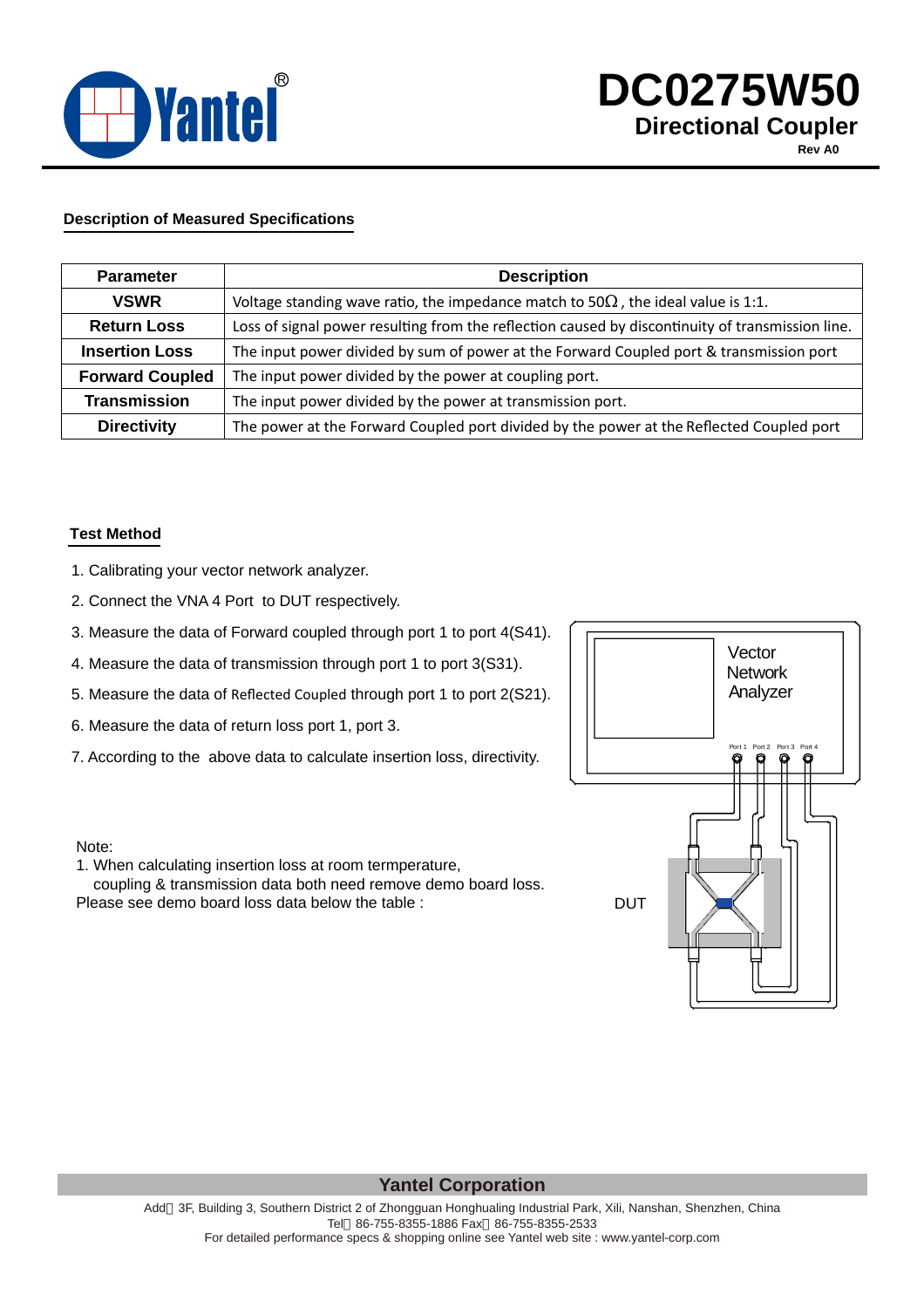# DC0275W50

## Directional Coupler

Rev A0

### Description of Measured Specifications

| Parameter | Description |
|---|---|
| VSWR | Voltage standing wave ratio, the impedance match to 50Ω, the ideal value is 1:1. |
| Return Loss | Loss of signal power resulting from the reflection caused by discontinuity of transmission line. |
| Insertion Loss | The input power divided by sum of power at the Forward Coupled port & transmission port |
| Forward Coupled | The input power divided by the power at coupling port. |
| Transmission | The input power divided by the power at transmission port. |
| Directivity | The power at the Forward Coupled port divided by the power at the Reflected Coupled port |

### Test Method

1. Calibrating your vector network analyzer.
2. Connect the VNA 4 Port to DUT respectively.
3. Measure the data of Forward coupled through port 1 to port 4(S41).
4. Measure the data of transmission through port 1 to port 3(S31).
5. Measure the data of Reflected Coupled through port 1 to port 2(S21).
6. Measure the data of return loss port 1, port 3.
7. According to the above data to calculate insertion loss, directivity.

Vector Network Analyzer

Port 1 Port 2 Port 3 Port 4

DUT

Note:

1. When calculating insertion loss at room termperature, coupling & transmission data both need remove demo board loss.

Please see demo board loss data below the table :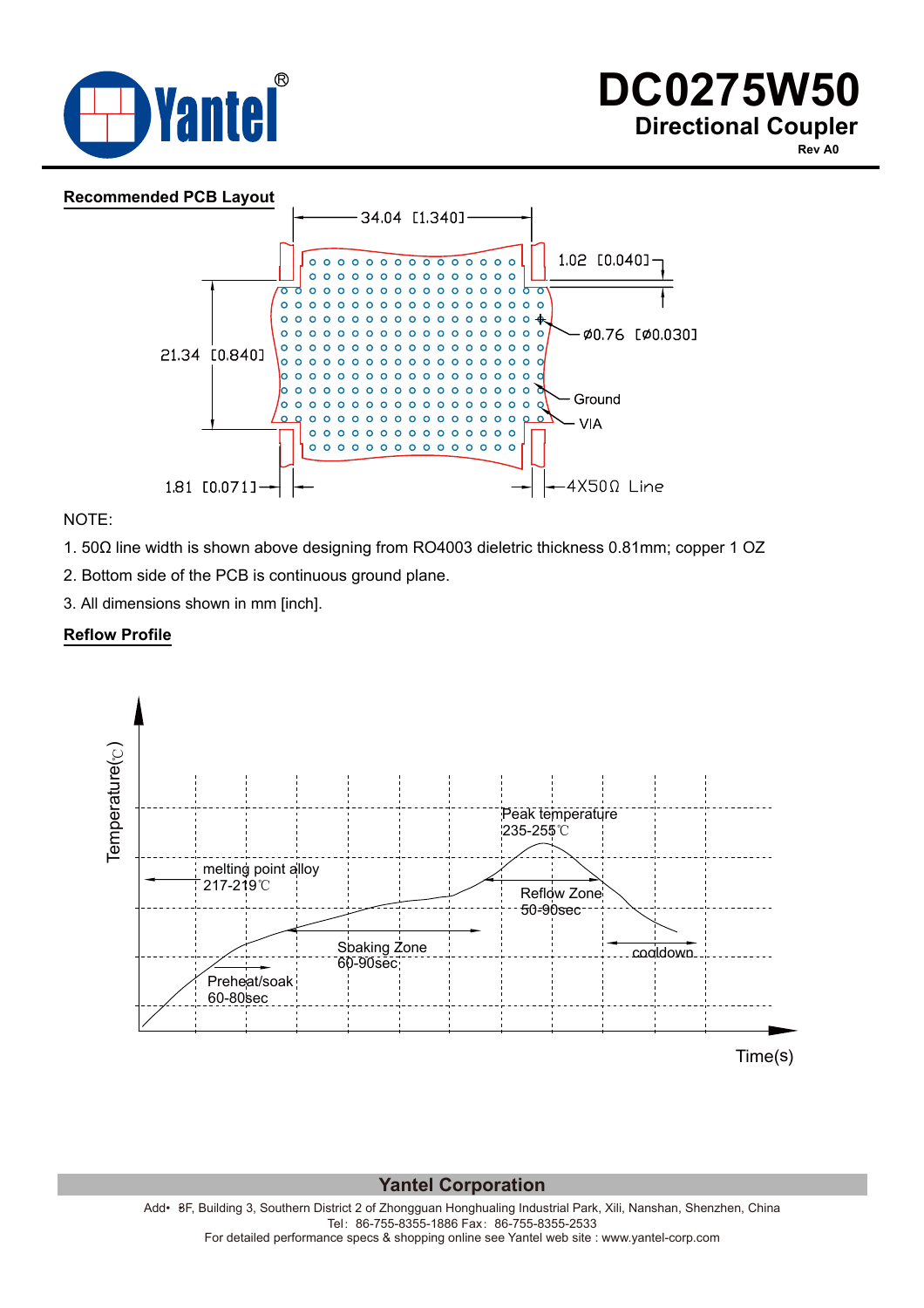## Recommended PCB Layout

34.04 [1.340]

1.02 [0.040]

Ø0.76 [Ø0.030]

21.34 [0.840]

Ground

VIA

1.81 [0.071]

4X50Ω Line

NOTE:

1. 50Ω line width is shown above designing from RO4003 dieletric thickness 0.81mm; copper 1 OZ
2. Bottom side of the PCB is continuous ground plane.
3. All dimensions shown in mm [inch].

## Reflow Profile

Temperature(℃)

Peak temperature 235-255℃

melting point alloy 217-219℃

Reflow Zone 50-90sec

Soaking Zone 60-90sec

cooldown

Preheat/soak 60-80sec

Time(s)

**Yantel Corporation**

Add• 8F, Building 3, Southern District 2 of Zhongguan Honghualing Industrial Park, Xili, Nanshan, Shenzhen, China
Tel: 86-755-8355-1886 Fax: 86-755-8355-2533
For detailed performance specs & shopping online see Yantel web site : www.yantel-corp.com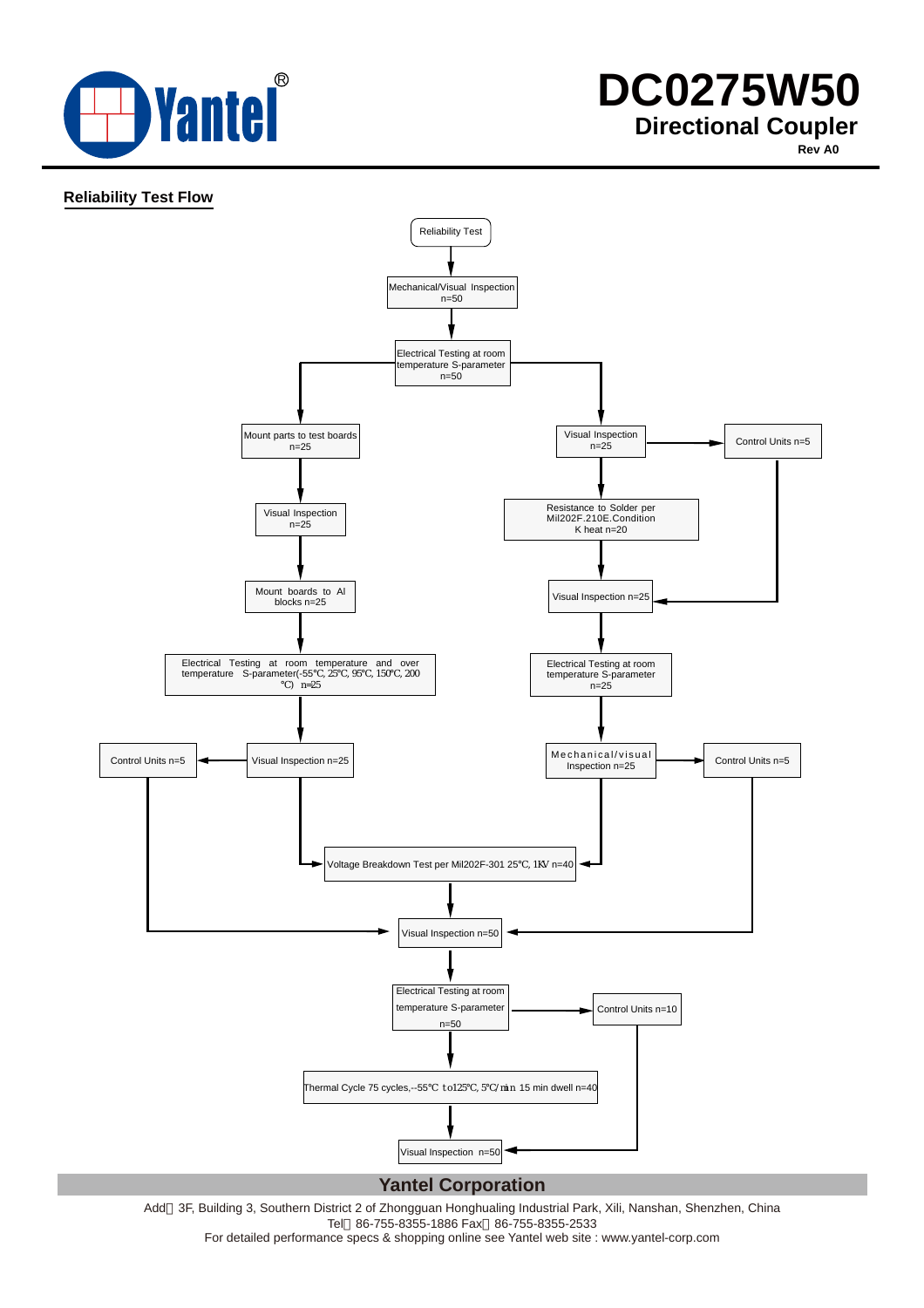# DC0275W50

## Directional Coupler

Rev A0

### Reliability Test Flow

Reliability Test

↓

Mechanical/Visual Inspection n=50

↓

Electrical Testing at room temperature S-parameter n=50

**Left branch:**

- Mount parts to test boards n=25
- ↓ Visual Inspection n=25
- ↓ Mount boards to Al blocks n=25
- ↓ Electrical Testing at room temperature and over temperature S-parameter(-55℃, 25℃, 95℃, 150℃, 200℃) n=25
- ↓ Visual Inspection n=25 → Control Units n=5 (→ Visual Inspection n=50)
- ↓ Voltage Breakdown Test per Mil202F-301 25℃, 1KV n=40

**Right branch:**

- Visual Inspection n=25 → Control Units n=5 (→ Visual Inspection n=25)
- ↓ Resistance to Solder per Mil202F.210E.Condition K heat n=20
- ↓ Visual Inspection n=25
- ↓ Electrical Testing at room temperature S-parameter n=25
- ↓ Mechanical/visual Inspection n=25 → Control Units n=5 (→ Visual Inspection n=50)
- ↓ Voltage Breakdown Test per Mil202F-301 25℃, 1KV n=40

**Combined:**

Voltage Breakdown Test per Mil202F-301 25℃, 1KV n=40

↓

Visual Inspection n=50

↓

Electrical Testing at room temperature S-parameter n=50 → Control Units n=10 (→ Visual Inspection n=50)

↓

Thermal Cycle 75 cycles,--55℃ to125℃, 5℃/min 15 min dwell n=40

↓

Visual Inspection n=50

**Yantel Corporation**

Add：3F, Building 3, Southern District 2 of Zhongguan Honghualing Industrial Park, Xili, Nanshan, Shenzhen, China
Tel：86-755-8355-1886 Fax：86-755-8355-2533
For detailed performance specs & shopping online see Yantel web site : www.yantel-corp.com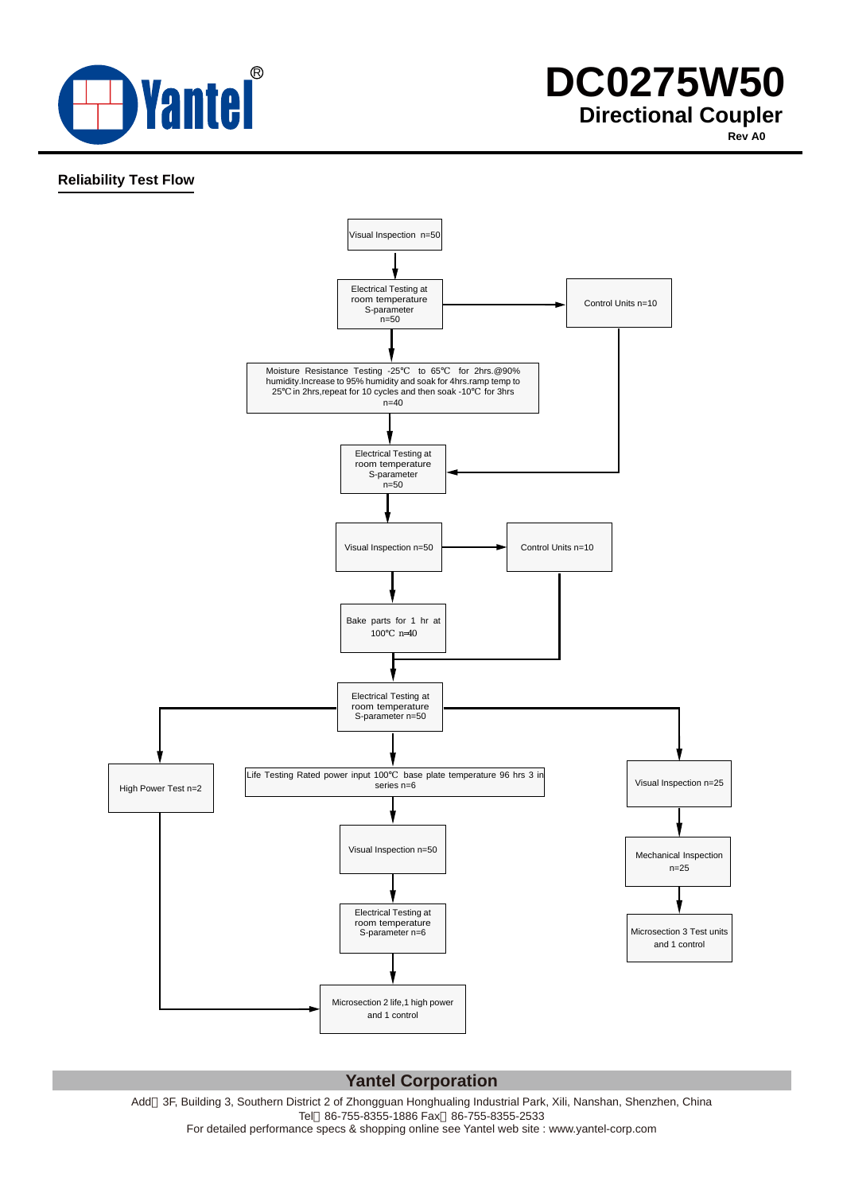# DC0275W50

## Directional Coupler

Rev A0

### Reliability Test Flow

Visual Inspection n=50

Electrical Testing at room temperature S-parameter n=50

Control Units n=10

Moisture Resistance Testing -25℃ to 65℃ for 2hrs.@90% humidity.Increase to 95% humidity and soak for 4hrs.ramp temp to 25℃ in 2hrs,repeat for 10 cycles and then soak -10℃ for 3hrs n=40

Electrical Testing at room temperature S-parameter n=50

Visual Inspection n=50

Control Units n=10

Bake parts for 1 hr at 100℃ n=40

Electrical Testing at room temperature S-parameter n=50

High Power Test n=2

Life Testing Rated power input 100℃ base plate temperature 96 hrs 3 in series n=6

Visual Inspection n=25

Visual Inspection n=50

Mechanical Inspection n=25

Electrical Testing at room temperature S-parameter n=6

Microsection 3 Test units and 1 control

Microsection 2 life,1 high power and 1 control

**Yantel Corporation**

Add：3F, Building 3, Southern District 2 of Zhongguan Honghualing Industrial Park, Xili, Nanshan, Shenzhen, China
Tel：86-755-8355-1886 Fax：86-755-8355-2533
For detailed performance specs & shopping online see Yantel web site : www.yantel-corp.com